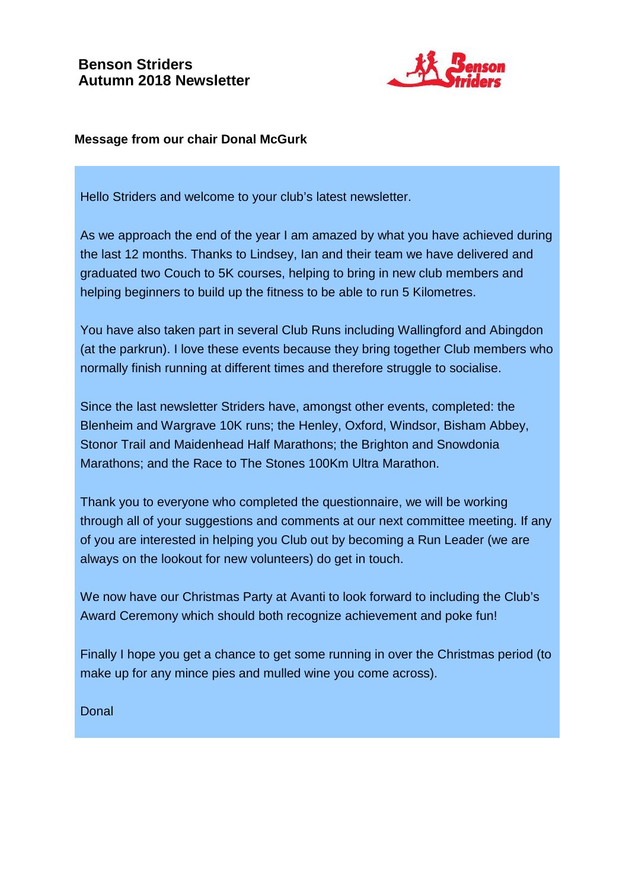# Benson Striders
# Autumn 2018 Newsletter

**Message from our chair Donal McGurk**

Hello Striders and welcome to your club's latest newsletter.

As we approach the end of the year I am amazed by what you have achieved during the last 12 months. Thanks to Lindsey, Ian and their team we have delivered and graduated two Couch to 5K courses, helping to bring in new club members and helping beginners to build up the fitness to be able to run 5 Kilometres.

You have also taken part in several Club Runs including Wallingford and Abingdon (at the parkrun). I love these events because they bring together Club members who normally finish running at different times and therefore struggle to socialise.

Since the last newsletter Striders have, amongst other events, completed: the Blenheim and Wargrave 10K runs; the Henley, Oxford, Windsor, Bisham Abbey, Stonor Trail and Maidenhead Half Marathons; the Brighton and Snowdonia Marathons; and the Race to The Stones 100Km Ultra Marathon.

Thank you to everyone who completed the questionnaire, we will be working through all of your suggestions and comments at our next committee meeting. If any of you are interested in helping you Club out by becoming a Run Leader (we are always on the lookout for new volunteers) do get in touch.

We now have our Christmas Party at Avanti to look forward to including the Club's Award Ceremony which should both recognize achievement and poke fun!

Finally I hope you get a chance to get some running in over the Christmas period (to make up for any mince pies and mulled wine you come across).

Donal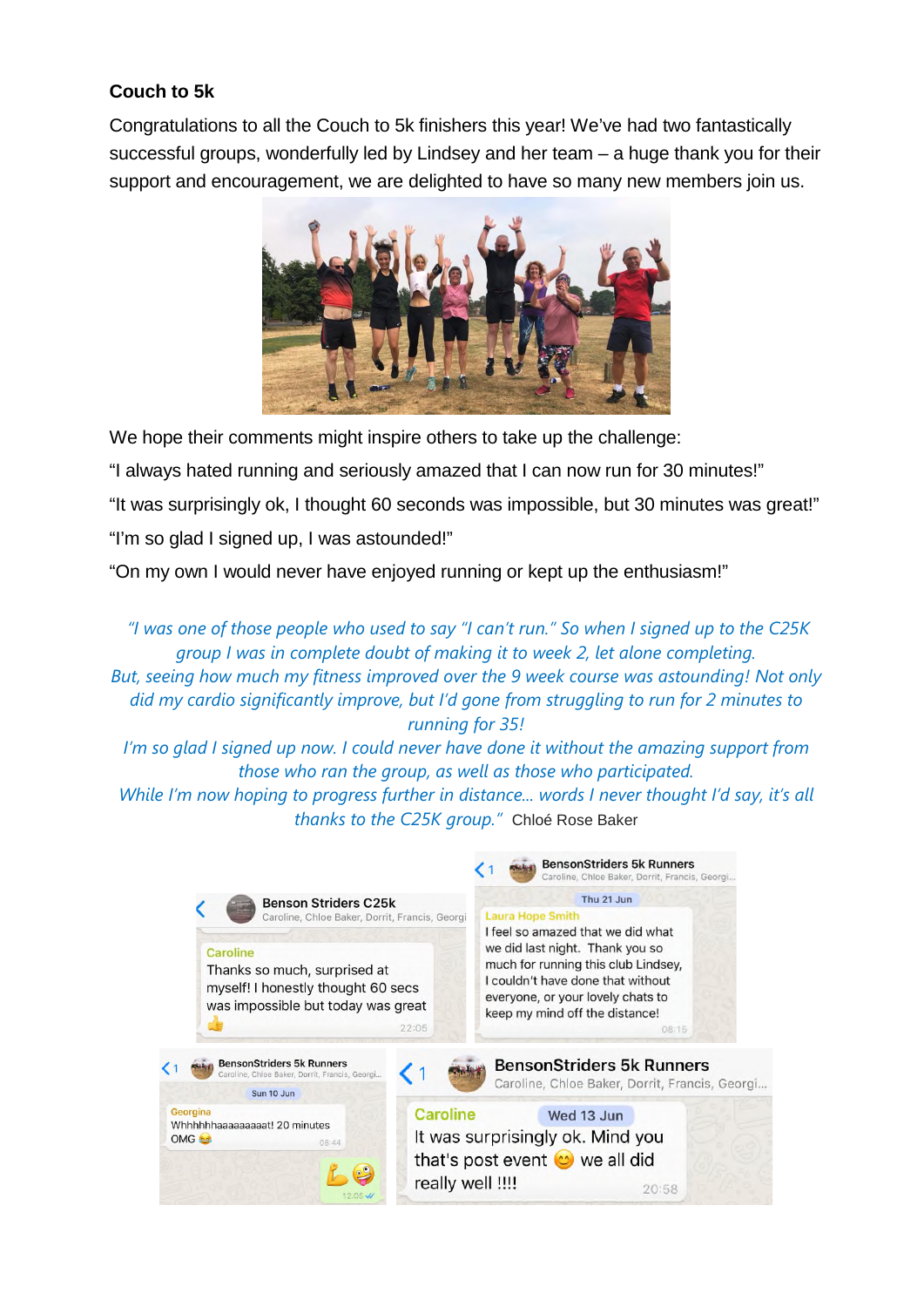**Couch to 5k**

Congratulations to all the Couch to 5k finishers this year! We've had two fantastically successful groups, wonderfully led by Lindsey and her team – a huge thank you for their support and encouragement, we are delighted to have so many new members join us.

We hope their comments might inspire others to take up the challenge:

"I always hated running and seriously amazed that I can now run for 30 minutes!"

"It was surprisingly ok, I thought 60 seconds was impossible, but 30 minutes was great!"

"I'm so glad I signed up, I was astounded!"

"On my own I would never have enjoyed running or kept up the enthusiasm!"

*"I was one of those people who used to say "I can't run." So when I signed up to the C25K group I was in complete doubt of making it to week 2, let alone completing. But, seeing how much my fitness improved over the 9 week course was astounding! Not only did my cardio significantly improve, but I'd gone from struggling to run for 2 minutes to running for 35! I'm so glad I signed up now. I could never have done it without the amazing support from those who ran the group, as well as those who participated. While I'm now hoping to progress further in distance... words I never thought I'd say, it's all thanks to the C25K group."* Chloé Rose Baker

**Benson Striders C25k**
Caroline, Chloe Baker, Dorrit, Francis, Georgi

Caroline
Thanks so much, surprised at myself! I honestly thought 60 secs was impossible but today was great 👍
22:05

**BensonStriders 5k Runners**
Caroline, Chloe Baker, Dorrit, Francis, Georgi...

Thu 21 Jun

Laura Hope Smith
I feel so amazed that we did what we did last night. Thank you so much for running this club Lindsey, I couldn't have done that without everyone, or your lovely chats to keep my mind off the distance!
08:15

**BensonStriders 5k Runners**
Caroline, Chloe Baker, Dorrit, Francis, Georgi...

Sun 10 Jun

Georgina
Whhhhhhaaaaaaaaat! 20 minutes OMG 😂
08:44

💪😜
12:05

**BensonStriders 5k Runners**
Caroline, Chloe Baker, Dorrit, Francis, Georgi...

Wed 13 Jun

Caroline
It was surprisingly ok. Mind you that's post event 😊 we all did really well !!!!
20:58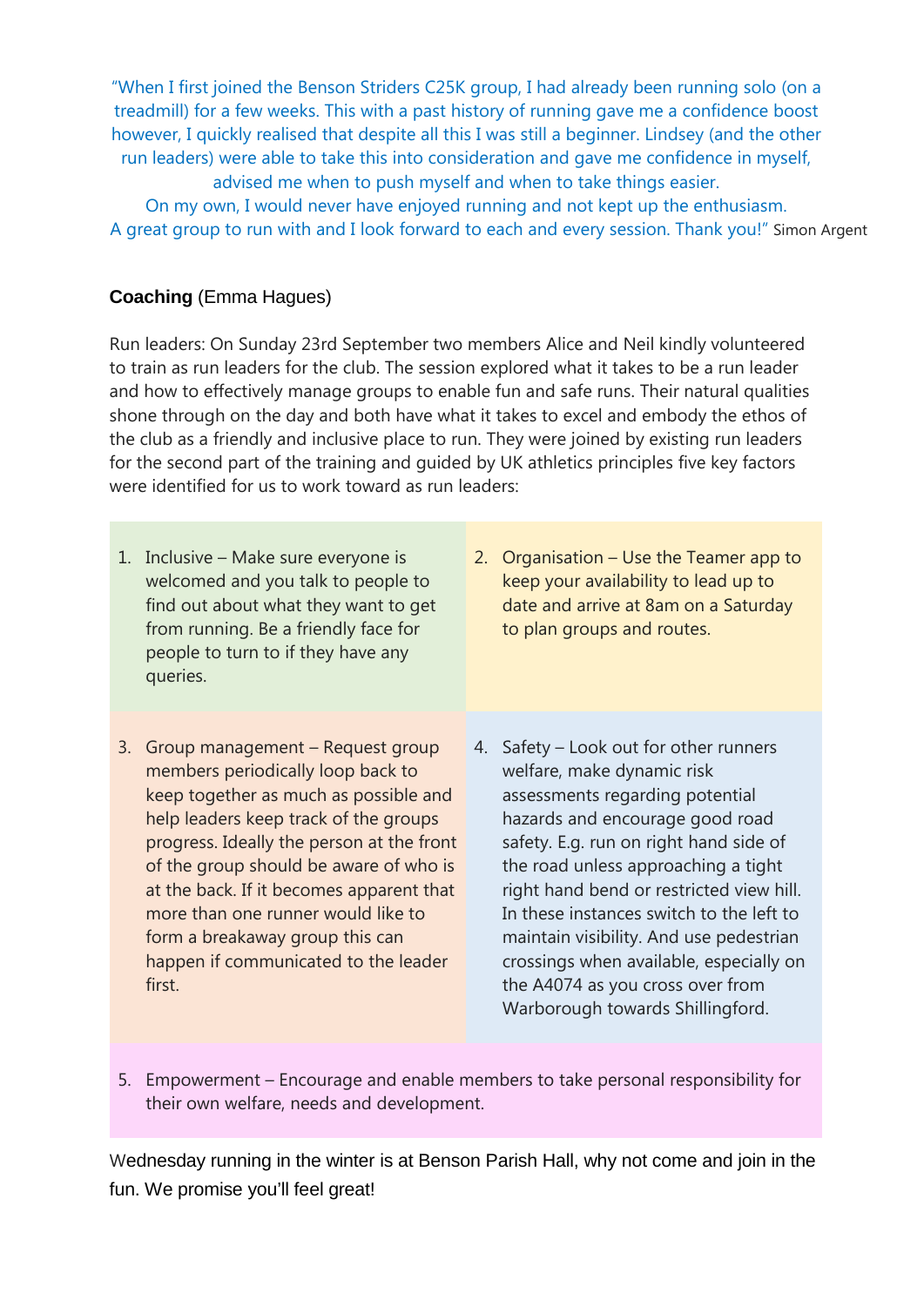"When I first joined the Benson Striders C25K group, I had already been running solo (on a treadmill) for a few weeks. This with a past history of running gave me a confidence boost however, I quickly realised that despite all this I was still a beginner. Lindsey (and the other run leaders) were able to take this into consideration and gave me confidence in myself, advised me when to push myself and when to take things easier.
On my own, I would never have enjoyed running and not kept up the enthusiasm.
A great group to run with and I look forward to each and every session. Thank you!" Simon Argent

**Coaching** (Emma Hagues)

Run leaders: On Sunday 23rd September two members Alice and Neil kindly volunteered to train as run leaders for the club. The session explored what it takes to be a run leader and how to effectively manage groups to enable fun and safe runs. Their natural qualities shone through on the day and both have what it takes to excel and embody the ethos of the club as a friendly and inclusive place to run. They were joined by existing run leaders for the second part of the training and guided by UK athletics principles five key factors were identified for us to work toward as run leaders:

1. Inclusive – Make sure everyone is welcomed and you talk to people to find out about what they want to get from running. Be a friendly face for people to turn to if they have any queries.
2. Organisation – Use the Teamer app to keep your availability to lead up to date and arrive at 8am on a Saturday to plan groups and routes.
3. Group management – Request group members periodically loop back to keep together as much as possible and help leaders keep track of the groups progress. Ideally the person at the front of the group should be aware of who is at the back. If it becomes apparent that more than one runner would like to form a breakaway group this can happen if communicated to the leader first.
4. Safety – Look out for other runners welfare, make dynamic risk assessments regarding potential hazards and encourage good road safety. E.g. run on right hand side of the road unless approaching a tight right hand bend or restricted view hill. In these instances switch to the left to maintain visibility. And use pedestrian crossings when available, especially on the A4074 as you cross over from Warborough towards Shillingford.
5. Empowerment – Encourage and enable members to take personal responsibility for their own welfare, needs and development.

Wednesday running in the winter is at Benson Parish Hall, why not come and join in the fun. We promise you'll feel great!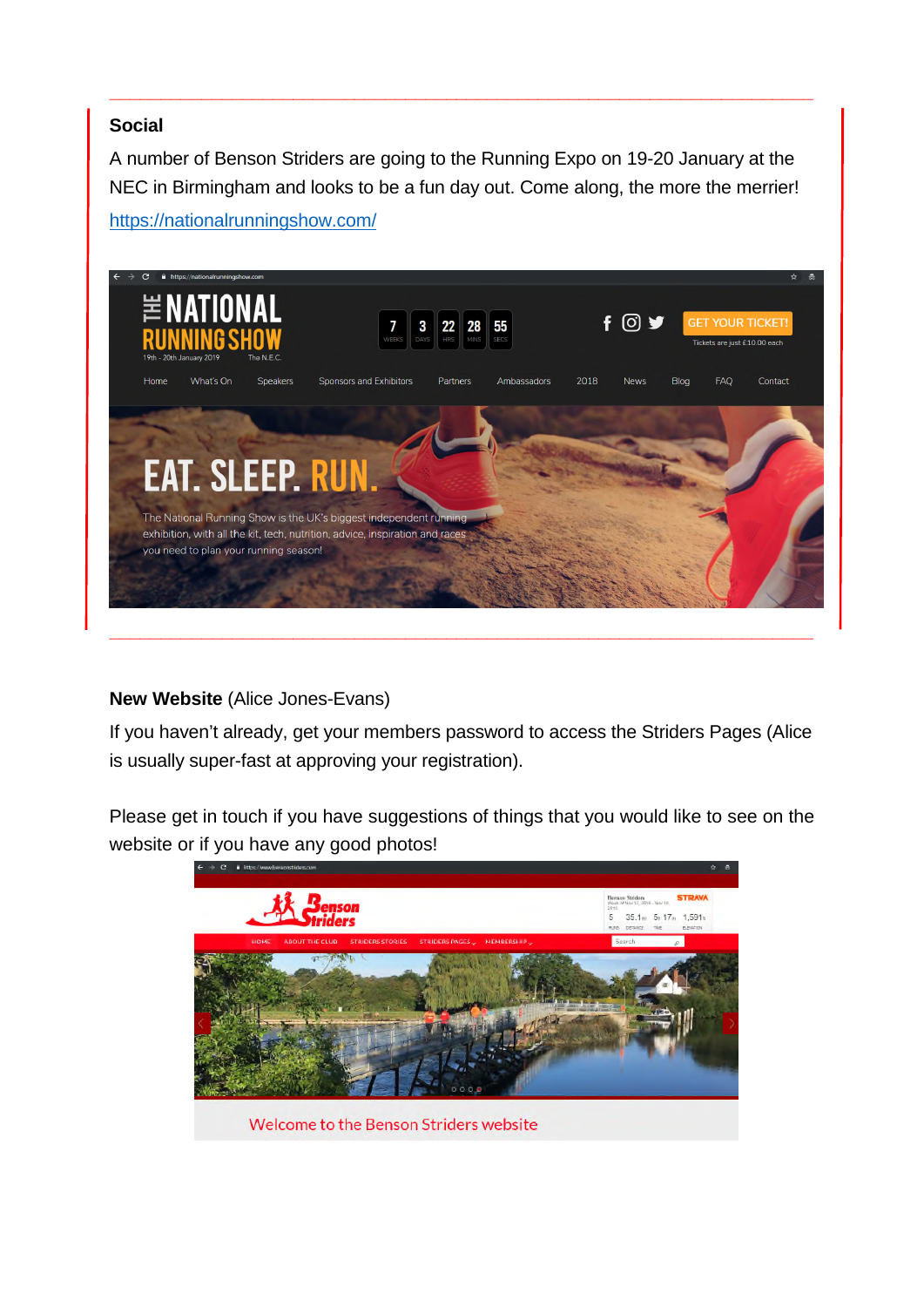**Social**

A number of Benson Striders are going to the Running Expo on 19-20 January at the NEC in Birmingham and looks to be a fun day out. Come along, the more the merrier!

https://nationalrunningshow.com/

**New Website** (Alice Jones-Evans)

If you haven't already, get your members password to access the Striders Pages (Alice is usually super-fast at approving your registration).

Please get in touch if you have suggestions of things that you would like to see on the website or if you have any good photos!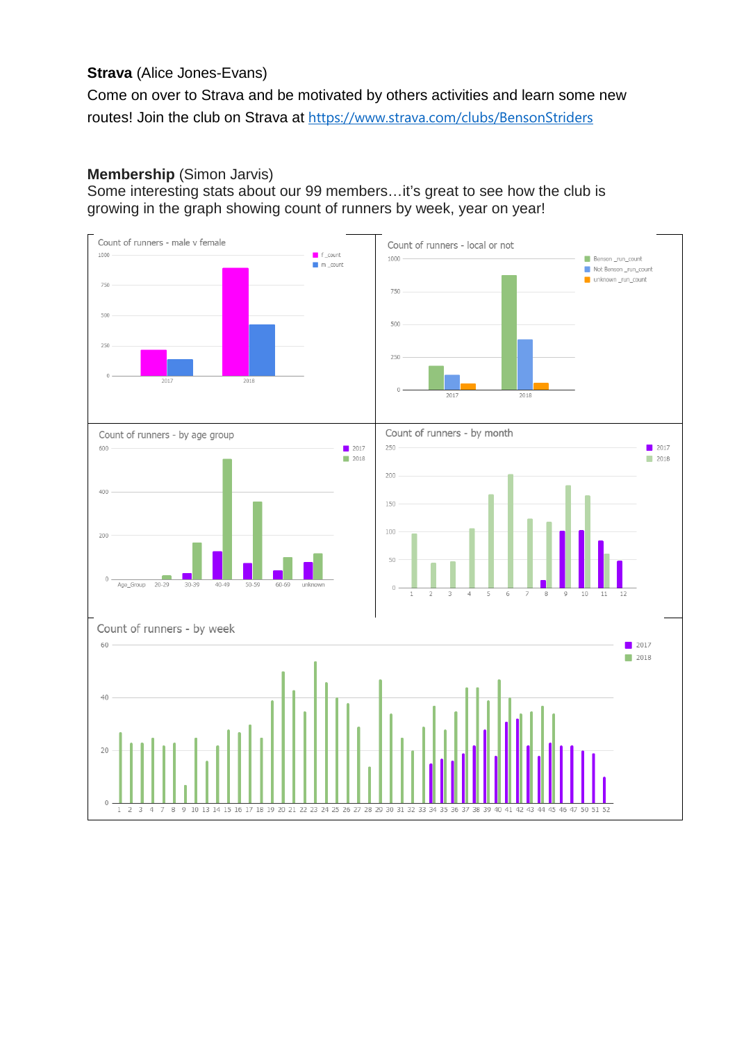**Strava** (Alice Jones-Evans)

Come on over to Strava and be motivated by others activities and learn some new routes! Join the club on Strava at [https://www.strava.com/clubs/BensonStriders](https://www.strava.com/clubs/BensonStriders)

**Membership** (Simon Jarvis)

Some interesting stats about our 99 members…it's great to see how the club is growing in the graph showing count of runners by week, year on year!

Count of runners - male v female

Count of runners - local or not

Count of runners - by age group

Count of runners - by month

Count of runners - by week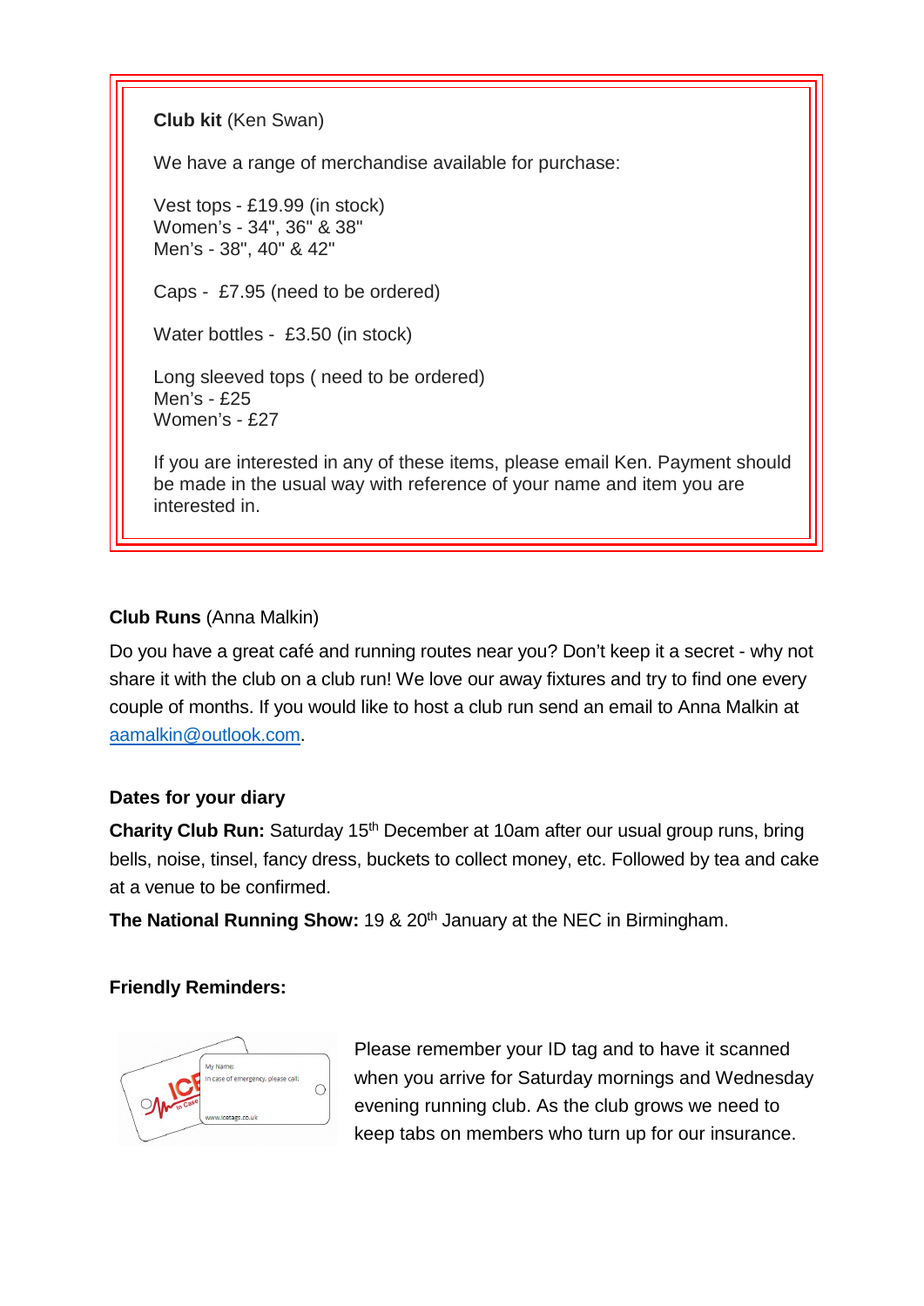**Club kit** (Ken Swan)

We have a range of merchandise available for purchase:

Vest tops - £19.99 (in stock)
Women's - 34", 36" & 38"
Men's - 38", 40" & 42"

Caps - £7.95 (need to be ordered)

Water bottles - £3.50 (in stock)

Long sleeved tops ( need to be ordered)
Men's - £25
Women's - £27

If you are interested in any of these items, please email Ken. Payment should be made in the usual way with reference of your name and item you are interested in.

**Club Runs** (Anna Malkin)

Do you have a great café and running routes near you? Don't keep it a secret - why not share it with the club on a club run! We love our away fixtures and try to find one every couple of months. If you would like to host a club run send an email to Anna Malkin at aamalkin@outlook.com.

**Dates for your diary**

**Charity Club Run:** Saturday 15th December at 10am after our usual group runs, bring bells, noise, tinsel, fancy dress, buckets to collect money, etc. Followed by tea and cake at a venue to be confirmed.

**The National Running Show:** 19 & 20th January at the NEC in Birmingham.

**Friendly Reminders:**

Please remember your ID tag and to have it scanned when you arrive for Saturday mornings and Wednesday evening running club. As the club grows we need to keep tabs on members who turn up for our insurance.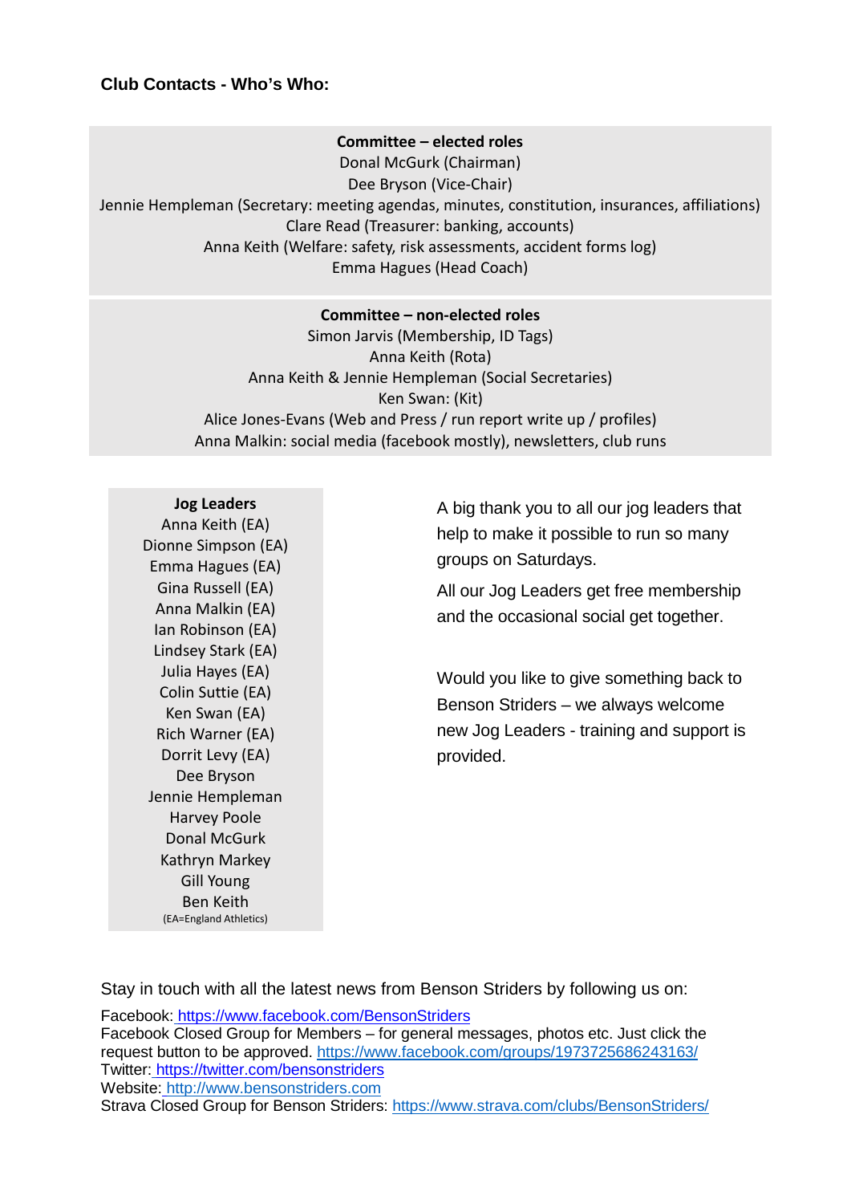**Club Contacts - Who's Who:**

**Committee – elected roles**

Donal McGurk (Chairman)
Dee Bryson (Vice-Chair)
Jennie Hempleman (Secretary: meeting agendas, minutes, constitution, insurances, affiliations)
Clare Read (Treasurer: banking, accounts)
Anna Keith (Welfare: safety, risk assessments, accident forms log)
Emma Hagues (Head Coach)

**Committee – non-elected roles**

Simon Jarvis (Membership, ID Tags)
Anna Keith (Rota)
Anna Keith & Jennie Hempleman (Social Secretaries)
Ken Swan: (Kit)
Alice Jones-Evans (Web and Press / run report write up / profiles)
Anna Malkin: social media (facebook mostly), newsletters, club runs

**Jog Leaders**

Anna Keith (EA)
Dionne Simpson (EA)
Emma Hagues (EA)
Gina Russell (EA)
Anna Malkin (EA)
Ian Robinson (EA)
Lindsey Stark (EA)
Julia Hayes (EA)
Colin Suttie (EA)
Ken Swan (EA)
Rich Warner (EA)
Dorrit Levy (EA)
Dee Bryson
Jennie Hempleman
Harvey Poole
Donal McGurk
Kathryn Markey
Gill Young
Ben Keith
(EA=England Athletics)

A big thank you to all our jog leaders that help to make it possible to run so many groups on Saturdays.

All our Jog Leaders get free membership and the occasional social get together.

Would you like to give something back to Benson Striders – we always welcome new Jog Leaders - training and support is provided.

Stay in touch with all the latest news from Benson Striders by following us on:

Facebook: https://www.facebook.com/BensonStriders
Facebook Closed Group for Members – for general messages, photos etc. Just click the request button to be approved. https://www.facebook.com/groups/1973725686243163/
Twitter: https://twitter.com/bensonstriders
Website: http://www.bensonstriders.com
Strava Closed Group for Benson Striders: https://www.strava.com/clubs/BensonStriders/